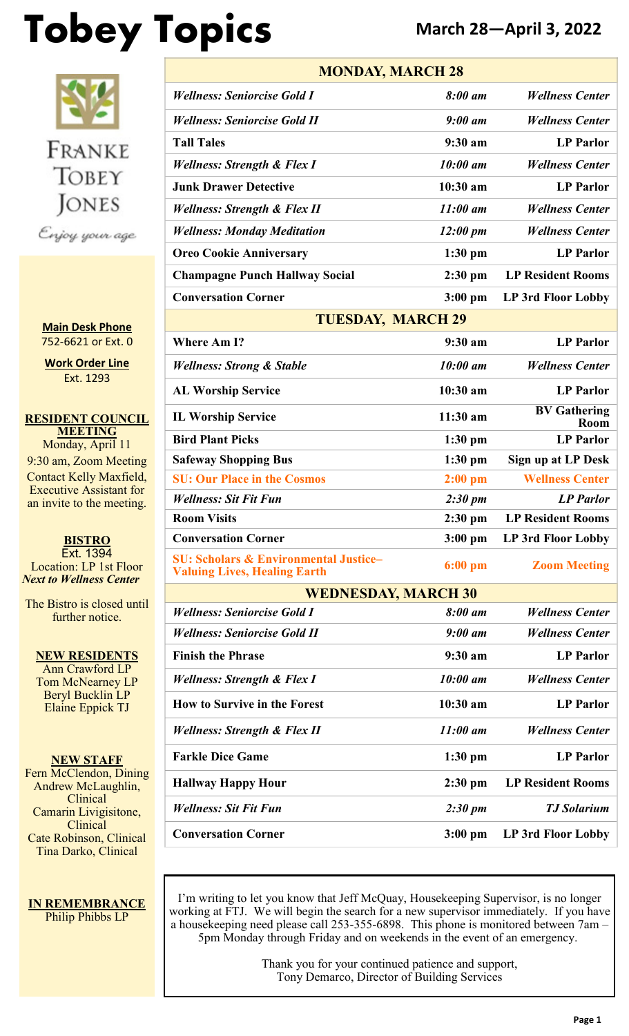# Tobey Topics

**March 28—April 3, 2022**

FRANKE TOBEY JONES

*Enjoy your age*

**Main Desk Phone**
752-6621 or Ext. 0

**Work Order Line**
Ext. 1293

**RESIDENT COUNCIL MEETING**
Monday, April 11
9:30 am, Zoom Meeting
Contact Kelly Maxfield, Executive Assistant for an invite to the meeting.

**BISTRO**
Ext. 1394
Location: LP 1st Floor
***Next to Wellness Center***

The Bistro is closed until further notice.

**NEW RESIDENTS**
Ann Crawford LP
Tom McNearney LP
Beryl Bucklin LP
Elaine Eppick TJ

**NEW STAFF**
Fern McClendon, Dining
Andrew McLaughlin, Clinical
Camarin Livigisitone, Clinical
Cate Robinson, Clinical
Tina Darko, Clinical

**IN REMEMBRANCE**
Philip Phibbs LP

| **MONDAY, MARCH 28** | | |
|---|---|---|
| ***Wellness: Seniorcise Gold I*** | ***8:00 am*** | ***Wellness Center*** |
| ***Wellness: Seniorcise Gold II*** | ***9:00 am*** | ***Wellness Center*** |
| **Tall Tales** | **9:30 am** | **LP Parlor** |
| ***Wellness: Strength & Flex I*** | ***10:00 am*** | ***Wellness Center*** |
| **Junk Drawer Detective** | **10:30 am** | **LP Parlor** |
| ***Wellness: Strength & Flex II*** | ***11:00 am*** | ***Wellness Center*** |
| ***Wellness: Monday Meditation*** | ***12:00 pm*** | ***Wellness Center*** |
| **Oreo Cookie Anniversary** | **1:30 pm** | **LP Parlor** |
| **Champagne Punch Hallway Social** | **2:30 pm** | **LP Resident Rooms** |
| **Conversation Corner** | **3:00 pm** | **LP 3rd Floor Lobby** |
| **TUESDAY, MARCH 29** | | |
| **Where Am I?** | **9:30 am** | **LP Parlor** |
| ***Wellness: Strong & Stable*** | ***10:00 am*** | ***Wellness Center*** |
| **AL Worship Service** | **10:30 am** | **LP Parlor** |
| **IL Worship Service** | **11:30 am** | **BV Gathering Room** |
| **Bird Plant Picks** | **1:30 pm** | **LP Parlor** |
| **Safeway Shopping Bus** | **1:30 pm** | **Sign up at LP Desk** |
| **SU: Our Place in the Cosmos** | **2:00 pm** | **Wellness Center** |
| ***Wellness: Sit Fit Fun*** | ***2:30 pm*** | ***LP Parlor*** |
| **Room Visits** | **2:30 pm** | **LP Resident Rooms** |
| **Conversation Corner** | **3:00 pm** | **LP 3rd Floor Lobby** |
| **SU: Scholars & Environmental Justice–Valuing Lives, Healing Earth** | **6:00 pm** | **Zoom Meeting** |
| **WEDNESDAY, MARCH 30** | | |
| ***Wellness: Seniorcise Gold I*** | ***8:00 am*** | ***Wellness Center*** |
| ***Wellness: Seniorcise Gold II*** | ***9:00 am*** | ***Wellness Center*** |
| **Finish the Phrase** | **9:30 am** | **LP Parlor** |
| ***Wellness: Strength & Flex I*** | ***10:00 am*** | ***Wellness Center*** |
| **How to Survive in the Forest** | **10:30 am** | **LP Parlor** |
| ***Wellness: Strength & Flex II*** | ***11:00 am*** | ***Wellness Center*** |
| **Farkle Dice Game** | **1:30 pm** | **LP Parlor** |
| **Hallway Happy Hour** | **2:30 pm** | **LP Resident Rooms** |
| ***Wellness: Sit Fit Fun*** | ***2:30 pm*** | ***TJ Solarium*** |
| **Conversation Corner** | **3:00 pm** | **LP 3rd Floor Lobby** |

I'm writing to let you know that Jeff McQuay, Housekeeping Supervisor, is no longer working at FTJ. We will begin the search for a new supervisor immediately. If you have a housekeeping need please call 253-355-6898. This phone is monitored between 7am – 5pm Monday through Friday and on weekends in the event of an emergency.

Thank you for your continued patience and support,
Tony Demarco, Director of Building Services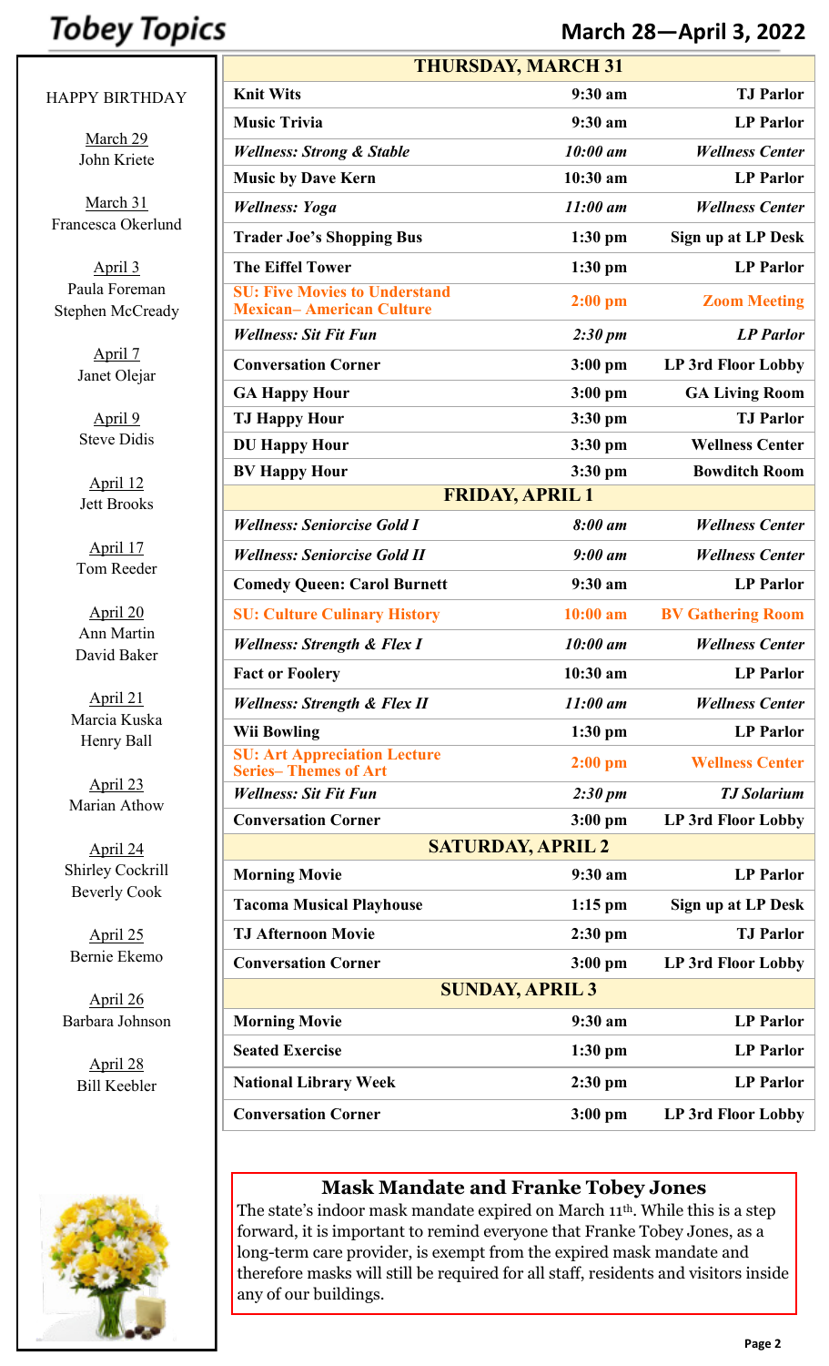# Tobey Topics

## March 28—April 3, 2022

HAPPY BIRTHDAY

March 29
John Kriete

March 31
Francesca Okerlund

April 3
Paula Foreman
Stephen McCready

April 7
Janet Olejar

April 9
Steve Didis

April 12
Jett Brooks

April 17
Tom Reeder

April 20
Ann Martin
David Baker

April 21
Marcia Kuska
Henry Ball

April 23
Marian Athow

April 24
Shirley Cockrill
Beverly Cook

April 25
Bernie Ekemo

April 26
Barbara Johnson

April 28
Bill Keebler

| THURSDAY, MARCH 31 | | |
|---|---|---|
| **Knit Wits** | **9:30 am** | **TJ Parlor** |
| **Music Trivia** | **9:30 am** | **LP Parlor** |
| ***Wellness: Strong & Stable*** | ***10:00 am*** | ***Wellness Center*** |
| **Music by Dave Kern** | **10:30 am** | **LP Parlor** |
| ***Wellness: Yoga*** | ***11:00 am*** | ***Wellness Center*** |
| **Trader Joe's Shopping Bus** | **1:30 pm** | **Sign up at LP Desk** |
| **The Eiffel Tower** | **1:30 pm** | **LP Parlor** |
| **SU: Five Movies to Understand Mexican– American Culture** | **2:00 pm** | **Zoom Meeting** |
| ***Wellness: Sit Fit Fun*** | ***2:30 pm*** | ***LP Parlor*** |
| **Conversation Corner** | **3:00 pm** | **LP 3rd Floor Lobby** |
| **GA Happy Hour** | **3:00 pm** | **GA Living Room** |
| **TJ Happy Hour** | **3:30 pm** | **TJ Parlor** |
| **DU Happy Hour** | **3:30 pm** | **Wellness Center** |
| **BV Happy Hour** | **3:30 pm** | **Bowditch Room** |
| **FRIDAY, APRIL 1** | | |
| ***Wellness: Seniorcise Gold I*** | ***8:00 am*** | ***Wellness Center*** |
| ***Wellness: Seniorcise Gold II*** | ***9:00 am*** | ***Wellness Center*** |
| **Comedy Queen: Carol Burnett** | **9:30 am** | **LP Parlor** |
| **SU: Culture Culinary History** | **10:00 am** | **BV Gathering Room** |
| ***Wellness: Strength & Flex I*** | ***10:00 am*** | ***Wellness Center*** |
| **Fact or Foolery** | **10:30 am** | **LP Parlor** |
| ***Wellness: Strength & Flex II*** | ***11:00 am*** | ***Wellness Center*** |
| **Wii Bowling** | **1:30 pm** | **LP Parlor** |
| **SU: Art Appreciation Lecture Series– Themes of Art** | **2:00 pm** | **Wellness Center** |
| ***Wellness: Sit Fit Fun*** | ***2:30 pm*** | ***TJ Solarium*** |
| **Conversation Corner** | **3:00 pm** | **LP 3rd Floor Lobby** |
| **SATURDAY, APRIL 2** | | |
| **Morning Movie** | **9:30 am** | **LP Parlor** |
| **Tacoma Musical Playhouse** | **1:15 pm** | **Sign up at LP Desk** |
| **TJ Afternoon Movie** | **2:30 pm** | **TJ Parlor** |
| **Conversation Corner** | **3:00 pm** | **LP 3rd Floor Lobby** |
| **SUNDAY, APRIL 3** | | |
| **Morning Movie** | **9:30 am** | **LP Parlor** |
| **Seated Exercise** | **1:30 pm** | **LP Parlor** |
| **National Library Week** | **2:30 pm** | **LP Parlor** |
| **Conversation Corner** | **3:00 pm** | **LP 3rd Floor Lobby** |

### Mask Mandate and Franke Tobey Jones

The state's indoor mask mandate expired on March 11th. While this is a step forward, it is important to remind everyone that Franke Tobey Jones, as a long-term care provider, is exempt from the expired mask mandate and therefore masks will still be required for all staff, residents and visitors inside any of our buildings.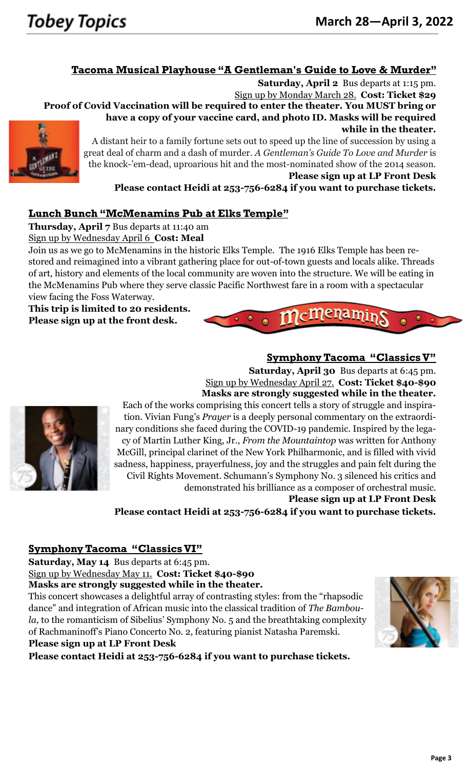## Tacoma Musical Playhouse "A Gentleman's Guide to Love & Murder"

**Saturday, April 2** Bus departs at 1:15 pm.
Sign up by Monday March 28. **Cost: Ticket $29**

**Proof of Covid Vaccination will be required to enter the theater. You MUST bring or have a copy of your vaccine card, and photo ID. Masks will be required while in the theater.**

A distant heir to a family fortune sets out to speed up the line of succession by using a great deal of charm and a dash of murder. *A Gentleman's Guide To Love and Murder* is the knock-'em-dead, uproarious hit and the most-nominated show of the 2014 season.

**Please sign up at LP Front Desk**

**Please contact Heidi at 253-756-6284 if you want to purchase tickets.**

## Lunch Bunch "McMenamins Pub at Elks Temple"

**Thursday, April 7** Bus departs at 11:40 am
Sign up by Wednesday April 6 **Cost: Meal**

Join us as we go to McMenamins in the historic Elks Temple. The 1916 Elks Temple has been restored and reimagined into a vibrant gathering place for out-of-town guests and locals alike. Threads of art, history and elements of the local community are woven into the structure. We will be eating in the McMenamins Pub where they serve classic Pacific Northwest fare in a room with a spectacular view facing the Foss Waterway.

**This trip is limited to 20 residents.**
**Please sign up at the front desk.**

## Symphony Tacoma "Classics V"

**Saturday, April 30** Bus departs at 6:45 pm.
Sign up by Wednesday April 27. **Cost: Ticket $40-$90**
**Masks are strongly suggested while in the theater.**

Each of the works comprising this concert tells a story of struggle and inspiration. Vivian Fung's *Prayer* is a deeply personal commentary on the extraordinary conditions she faced during the COVID-19 pandemic. Inspired by the legacy of Martin Luther King, Jr., *From the Mountaintop* was written for Anthony McGill, principal clarinet of the New York Philharmonic, and is filled with vivid sadness, happiness, prayerfulness, joy and the struggles and pain felt during the Civil Rights Movement. Schumann's Symphony No. 3 silenced his critics and demonstrated his brilliance as a composer of orchestral music.

**Please sign up at LP Front Desk**

**Please contact Heidi at 253-756-6284 if you want to purchase tickets.**

## Symphony Tacoma "Classics VI"

**Saturday, May 14** Bus departs at 6:45 pm.
Sign up by Wednesday May 11. **Cost: Ticket $40-$90**
**Masks are strongly suggested while in the theater.**

This concert showcases a delightful array of contrasting styles: from the "rhapsodic dance" and integration of African music into the classical tradition of *The Bamboula,* to the romanticism of Sibelius' Symphony No. 5 and the breathtaking complexity of Rachmaninoff's Piano Concerto No. 2, featuring pianist Natasha Paremski.

**Please sign up at LP Front Desk**

**Please contact Heidi at 253-756-6284 if you want to purchase tickets.**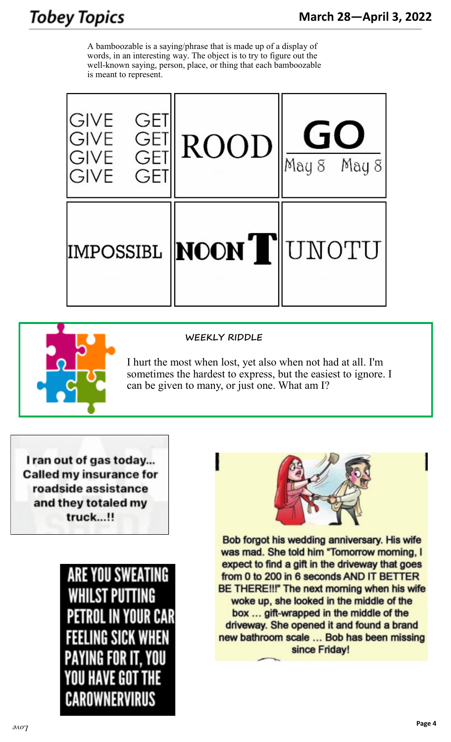A bamboozable is a saying/phrase that is made up of a display of words, in an interesting way. The object is to try to figure out the well-known saying, person, place, or thing that each bamboozable is meant to represent.

| GIVE GET<br>GIVE GET<br>GIVE GET<br>GIVE GET | ROOD | GO<br>May 8 May 8 |
|---|---|---|
| IMPOSSIBL | NOON T | UNOTU |

#### WEEKLY RIDDLE

I hurt the most when lost, yet also when not had at all. I'm sometimes the hardest to express, but the easiest to ignore. I can be given to many, or just one. What am I?

I ran out of gas today... Called my insurance for roadside assistance and they totaled my truck...!!

ARE YOU SWEATING WHILST PUTTING PETROL IN YOUR CAR FEELING SICK WHEN PAYING FOR IT, YOU YOU HAVE GOT THE CAROWNERVIRUS

Bob forgot his wedding anniversary. His wife was mad. She told him "Tomorrow morning, I expect to find a gift in the driveway that goes from 0 to 200 in 6 seconds AND IT BETTER BE THERE!!!" The next morning when his wife woke up, she looked in the middle of the box ... gift-wrapped in the middle of the driveway. She opened it and found a brand new bathroom scale ... Bob has been missing since Friday!

*Love*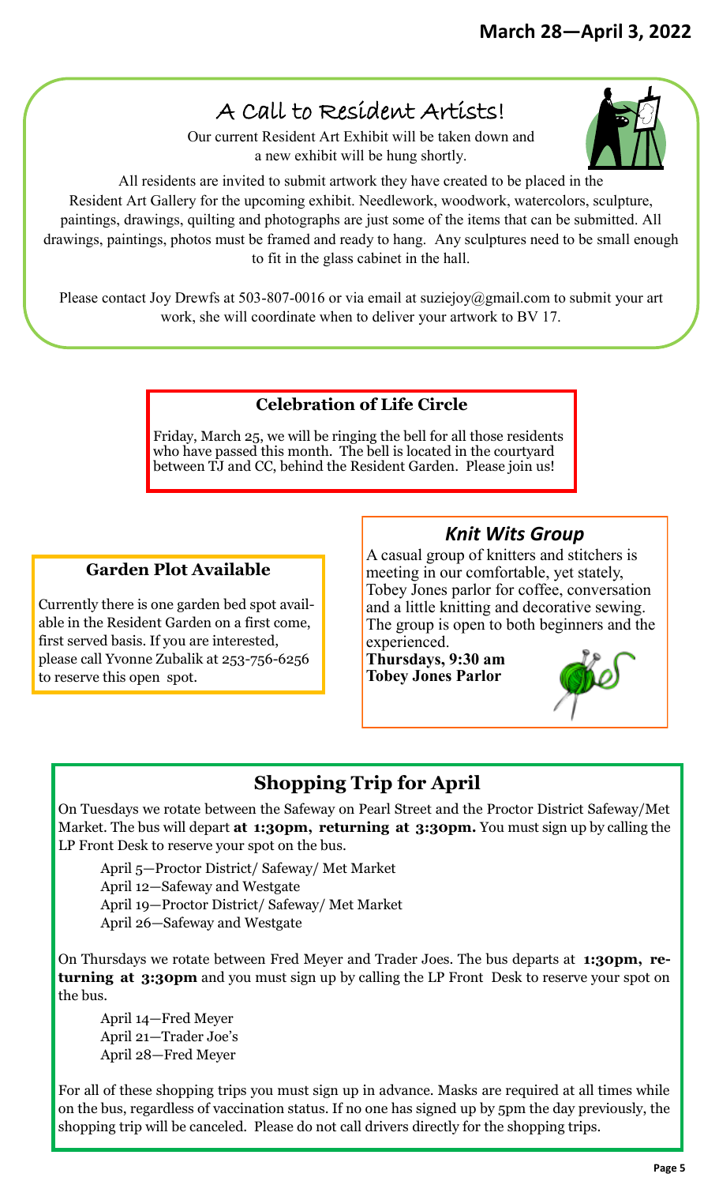# A Call to Resident Artists!

Our current Resident Art Exhibit will be taken down and a new exhibit will be hung shortly.

All residents are invited to submit artwork they have created to be placed in the Resident Art Gallery for the upcoming exhibit. Needlework, woodwork, watercolors, sculpture, paintings, drawings, quilting and photographs are just some of the items that can be submitted. All drawings, paintings, photos must be framed and ready to hang. Any sculptures need to be small enough to fit in the glass cabinet in the hall.

Please contact Joy Drewfs at 503-807-0016 or via email at suziejoy@gmail.com to submit your art work, she will coordinate when to deliver your artwork to BV 17.

## Celebration of Life Circle

Friday, March 25, we will be ringing the bell for all those residents who have passed this month. The bell is located in the courtyard between TJ and CC, behind the Resident Garden. Please join us!

## Garden Plot Available

Currently there is one garden bed spot available in the Resident Garden on a first come, first served basis. If you are interested, please call Yvonne Zubalik at 253-756-6256 to reserve this open spot.

## *Knit Wits Group*

A casual group of knitters and stitchers is meeting in our comfortable, yet stately, Tobey Jones parlor for coffee, conversation and a little knitting and decorative sewing. The group is open to both beginners and the experienced.

**Thursdays, 9:30 am**
**Tobey Jones Parlor**

## Shopping Trip for April

On Tuesdays we rotate between the Safeway on Pearl Street and the Proctor District Safeway/Met Market. The bus will depart **at 1:30pm, returning at 3:30pm.** You must sign up by calling the LP Front Desk to reserve your spot on the bus.

- April 5—Proctor District/ Safeway/ Met Market
- April 12—Safeway and Westgate
- April 19—Proctor District/ Safeway/ Met Market
- April 26—Safeway and Westgate

On Thursdays we rotate between Fred Meyer and Trader Joes. The bus departs at **1:30pm, returning at 3:30pm** and you must sign up by calling the LP Front Desk to reserve your spot on the bus.

- April 14—Fred Meyer
- April 21—Trader Joe's
- April 28—Fred Meyer

For all of these shopping trips you must sign up in advance. Masks are required at all times while on the bus, regardless of vaccination status. If no one has signed up by 5pm the day previously, the shopping trip will be canceled. Please do not call drivers directly for the shopping trips.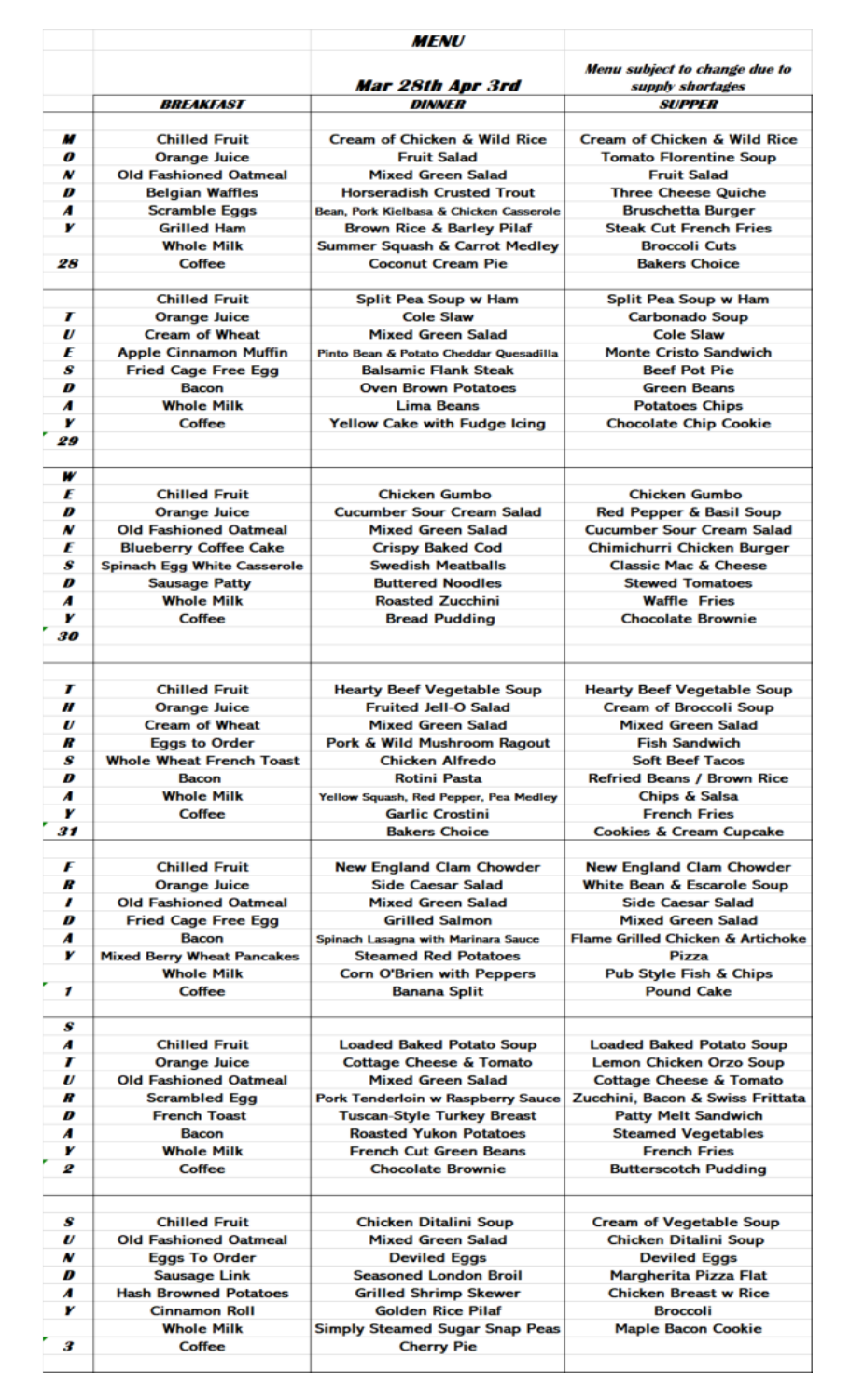# MENU

**Mar 28th Apr 3rd**

*Menu subject to change due to supply shortages*

| | BREAKFAST | DINNER | SUPPER |
|---|---|---|---|
| **MONDAY 28** | Chilled Fruit | Cream of Chicken & Wild Rice | Cream of Chicken & Wild Rice |
| | Orange Juice | Fruit Salad | Tomato Florentine Soup |
| | Old Fashioned Oatmeal | Mixed Green Salad | Fruit Salad |
| | Belgian Waffles | Horseradish Crusted Trout | Three Cheese Quiche |
| | Scramble Eggs | Bean, Pork Kielbasa & Chicken Casserole | Bruschetta Burger |
| | Grilled Ham | Brown Rice & Barley Pilaf | Steak Cut French Fries |
| | Whole Milk | Summer Squash & Carrot Medley | Broccoli Cuts |
| | Coffee | Coconut Cream Pie | Bakers Choice |
| **TUESDAY 29** | Chilled Fruit | Split Pea Soup w Ham | Split Pea Soup w Ham |
| | Orange Juice | Cole Slaw | Carbonado Soup |
| | Cream of Wheat | Mixed Green Salad | Cole Slaw |
| | Apple Cinnamon Muffin | Pinto Bean & Potato Cheddar Quesadilla | Monte Cristo Sandwich |
| | Fried Cage Free Egg | Balsamic Flank Steak | Beef Pot Pie |
| | Bacon | Oven Brown Potatoes | Green Beans |
| | Whole Milk | Lima Beans | Potatoes Chips |
| | Coffee | Yellow Cake with Fudge Icing | Chocolate Chip Cookie |
| **WEDNESDAY 30** | Chilled Fruit | Chicken Gumbo | Chicken Gumbo |
| | Orange Juice | Cucumber Sour Cream Salad | Red Pepper & Basil Soup |
| | Old Fashioned Oatmeal | Mixed Green Salad | Cucumber Sour Cream Salad |
| | Blueberry Coffee Cake | Crispy Baked Cod | Chimichurri Chicken Burger |
| | Spinach Egg White Casserole | Swedish Meatballs | Classic Mac & Cheese |
| | Sausage Patty | Buttered Noodles | Stewed Tomatoes |
| | Whole Milk | Roasted Zucchini | Waffle Fries |
| | Coffee | Bread Pudding | Chocolate Brownie |
| **THURSDAY 31** | Chilled Fruit | Hearty Beef Vegetable Soup | Hearty Beef Vegetable Soup |
| | Orange Juice | Fruited Jell-O Salad | Cream of Broccoli Soup |
| | Cream of Wheat | Mixed Green Salad | Mixed Green Salad |
| | Eggs to Order | Pork & Wild Mushroom Ragout | Fish Sandwich |
| | Whole Wheat French Toast | Chicken Alfredo | Soft Beef Tacos |
| | Bacon | Rotini Pasta | Refried Beans / Brown Rice |
| | Whole Milk | Yellow Squash, Red Pepper, Pea Medley | Chips & Salsa |
| | Coffee | Garlic Crostini | French Fries |
| | | Bakers Choice | Cookies & Cream Cupcake |
| **FRIDAY 1** | Chilled Fruit | New England Clam Chowder | New England Clam Chowder |
| | Orange Juice | Side Caesar Salad | White Bean & Escarole Soup |
| | Old Fashioned Oatmeal | Mixed Green Salad | Side Caesar Salad |
| | Fried Cage Free Egg | Grilled Salmon | Mixed Green Salad |
| | Bacon | Spinach Lasagna with Marinara Sauce | Flame Grilled Chicken & Artichoke |
| | Mixed Berry Wheat Pancakes | Steamed Red Potatoes | Pizza |
| | Whole Milk | Corn O'Brien with Peppers | Pub Style Fish & Chips |
| | Coffee | Banana Split | Pound Cake |
| **SATURDAY 2** | Chilled Fruit | Loaded Baked Potato Soup | Loaded Baked Potato Soup |
| | Orange Juice | Cottage Cheese & Tomato | Lemon Chicken Orzo Soup |
| | Old Fashioned Oatmeal | Mixed Green Salad | Cottage Cheese & Tomato |
| | Scrambled Egg | Pork Tenderloin w Raspberry Sauce | Zucchini, Bacon & Swiss Frittata |
| | French Toast | Tuscan-Style Turkey Breast | Patty Melt Sandwich |
| | Bacon | Roasted Yukon Potatoes | Steamed Vegetables |
| | Whole Milk | French Cut Green Beans | French Fries |
| | Coffee | Chocolate Brownie | Butterscotch Pudding |
| **SUNDAY 3** | Chilled Fruit | Chicken Ditalini Soup | Cream of Vegetable Soup |
| | Old Fashioned Oatmeal | Mixed Green Salad | Chicken Ditalini Soup |
| | Eggs To Order | Deviled Eggs | Deviled Eggs |
| | Sausage Link | Seasoned London Broil | Margherita Pizza Flat |
| | Hash Browned Potatoes | Grilled Shrimp Skewer | Chicken Breast w Rice |
| | Cinnamon Roll | Golden Rice Pilaf | Broccoli |
| | Whole Milk | Simply Steamed Sugar Snap Peas | Maple Bacon Cookie |
| | Coffee | Cherry Pie | |